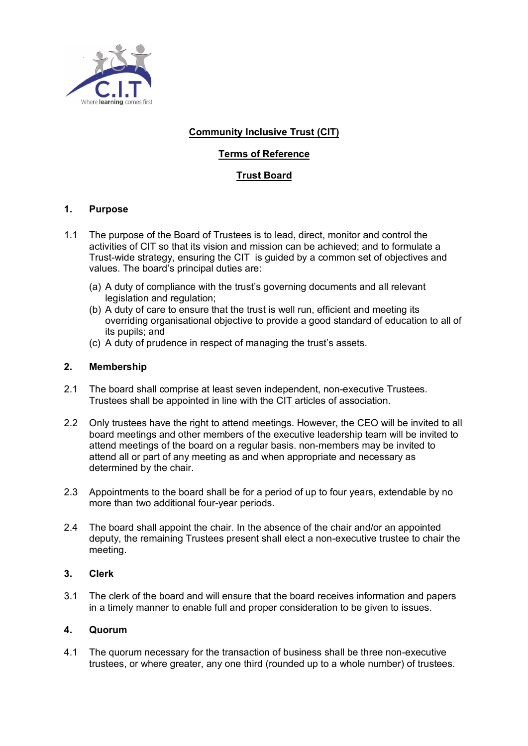# Community Inclusive Trust (CIT)

## Terms of Reference

## Trust Board

### 1. Purpose

1.1 The purpose of the Board of Trustees is to lead, direct, monitor and control the activities of CIT so that its vision and mission can be achieved; and to formulate a Trust-wide strategy, ensuring the CIT is guided by a common set of objectives and values. The board's principal duties are:

(a) A duty of compliance with the trust's governing documents and all relevant legislation and regulation;
(b) A duty of care to ensure that the trust is well run, efficient and meeting its overriding organisational objective to provide a good standard of education to all of its pupils; and
(c) A duty of prudence in respect of managing the trust's assets.

### 2. Membership

2.1 The board shall comprise at least seven independent, non-executive Trustees. Trustees shall be appointed in line with the CIT articles of association.

2.2 Only trustees have the right to attend meetings. However, the CEO will be invited to all board meetings and other members of the executive leadership team will be invited to attend meetings of the board on a regular basis. non-members may be invited to attend all or part of any meeting as and when appropriate and necessary as determined by the chair.

2.3 Appointments to the board shall be for a period of up to four years, extendable by no more than two additional four-year periods.

2.4 The board shall appoint the chair. In the absence of the chair and/or an appointed deputy, the remaining Trustees present shall elect a non-executive trustee to chair the meeting.

### 3. Clerk

3.1 The clerk of the board and will ensure that the board receives information and papers in a timely manner to enable full and proper consideration to be given to issues.

### 4. Quorum

4.1 The quorum necessary for the transaction of business shall be three non-executive trustees, or where greater, any one third (rounded up to a whole number) of trustees.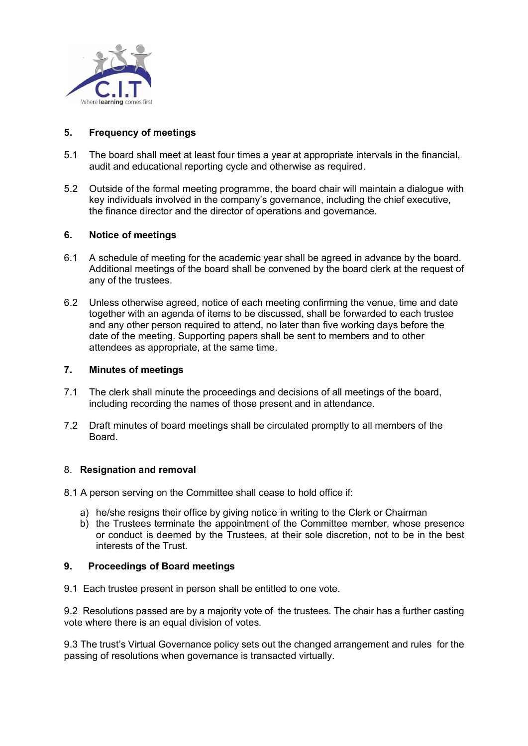## 5. Frequency of meetings

5.1 The board shall meet at least four times a year at appropriate intervals in the financial, audit and educational reporting cycle and otherwise as required.

5.2 Outside of the formal meeting programme, the board chair will maintain a dialogue with key individuals involved in the company's governance, including the chief executive, the finance director and the director of operations and governance.

## 6. Notice of meetings

6.1 A schedule of meeting for the academic year shall be agreed in advance by the board. Additional meetings of the board shall be convened by the board clerk at the request of any of the trustees.

6.2 Unless otherwise agreed, notice of each meeting confirming the venue, time and date together with an agenda of items to be discussed, shall be forwarded to each trustee and any other person required to attend, no later than five working days before the date of the meeting. Supporting papers shall be sent to members and to other attendees as appropriate, at the same time.

## 7. Minutes of meetings

7.1 The clerk shall minute the proceedings and decisions of all meetings of the board, including recording the names of those present and in attendance.

7.2 Draft minutes of board meetings shall be circulated promptly to all members of the Board.

## 8. Resignation and removal

8.1 A person serving on the Committee shall cease to hold office if:

a) he/she resigns their office by giving notice in writing to the Clerk or Chairman
b) the Trustees terminate the appointment of the Committee member, whose presence or conduct is deemed by the Trustees, at their sole discretion, not to be in the best interests of the Trust.

## 9. Proceedings of Board meetings

9.1 Each trustee present in person shall be entitled to one vote.

9.2 Resolutions passed are by a majority vote of the trustees. The chair has a further casting vote where there is an equal division of votes.

9.3 The trust's Virtual Governance policy sets out the changed arrangement and rules for the passing of resolutions when governance is transacted virtually.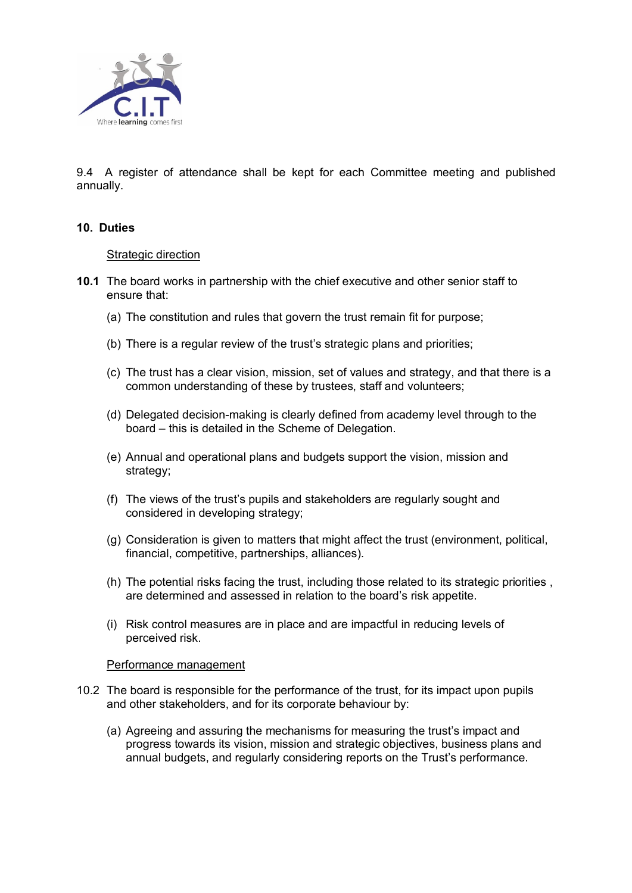9.4 A register of attendance shall be kept for each Committee meeting and published annually.

## 10. Duties

<u>Strategic direction</u>

**10.1** The board works in partnership with the chief executive and other senior staff to ensure that:

(a) The constitution and rules that govern the trust remain fit for purpose;

(b) There is a regular review of the trust's strategic plans and priorities;

(c) The trust has a clear vision, mission, set of values and strategy, and that there is a common understanding of these by trustees, staff and volunteers;

(d) Delegated decision-making is clearly defined from academy level through to the board – this is detailed in the Scheme of Delegation.

(e) Annual and operational plans and budgets support the vision, mission and strategy;

(f) The views of the trust's pupils and stakeholders are regularly sought and considered in developing strategy;

(g) Consideration is given to matters that might affect the trust (environment, political, financial, competitive, partnerships, alliances).

(h) The potential risks facing the trust, including those related to its strategic priorities , are determined and assessed in relation to the board's risk appetite.

(i) Risk control measures are in place and are impactful in reducing levels of perceived risk.

<u>Performance management</u>

10.2 The board is responsible for the performance of the trust, for its impact upon pupils and other stakeholders, and for its corporate behaviour by:

(a) Agreeing and assuring the mechanisms for measuring the trust's impact and progress towards its vision, mission and strategic objectives, business plans and annual budgets, and regularly considering reports on the Trust's performance.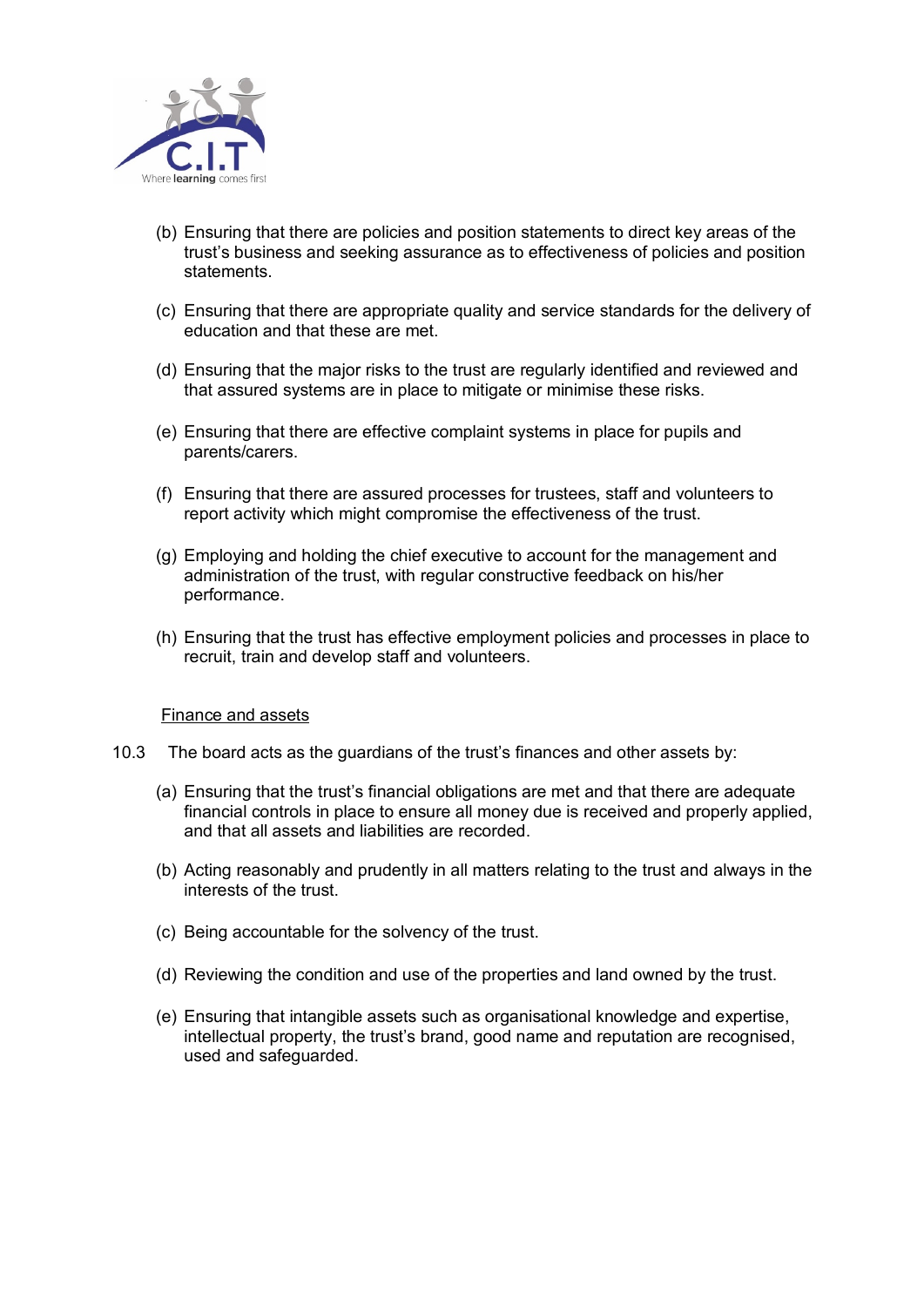(b) Ensuring that there are policies and position statements to direct key areas of the trust's business and seeking assurance as to effectiveness of policies and position statements.

(c) Ensuring that there are appropriate quality and service standards for the delivery of education and that these are met.

(d) Ensuring that the major risks to the trust are regularly identified and reviewed and that assured systems are in place to mitigate or minimise these risks.

(e) Ensuring that there are effective complaint systems in place for pupils and parents/carers.

(f) Ensuring that there are assured processes for trustees, staff and volunteers to report activity which might compromise the effectiveness of the trust.

(g) Employing and holding the chief executive to account for the management and administration of the trust, with regular constructive feedback on his/her performance.

(h) Ensuring that the trust has effective employment policies and processes in place to recruit, train and develop staff and volunteers.

<u>Finance and assets</u>

10.3 The board acts as the guardians of the trust's finances and other assets by:

(a) Ensuring that the trust's financial obligations are met and that there are adequate financial controls in place to ensure all money due is received and properly applied, and that all assets and liabilities are recorded.

(b) Acting reasonably and prudently in all matters relating to the trust and always in the interests of the trust.

(c) Being accountable for the solvency of the trust.

(d) Reviewing the condition and use of the properties and land owned by the trust.

(e) Ensuring that intangible assets such as organisational knowledge and expertise, intellectual property, the trust's brand, good name and reputation are recognised, used and safeguarded.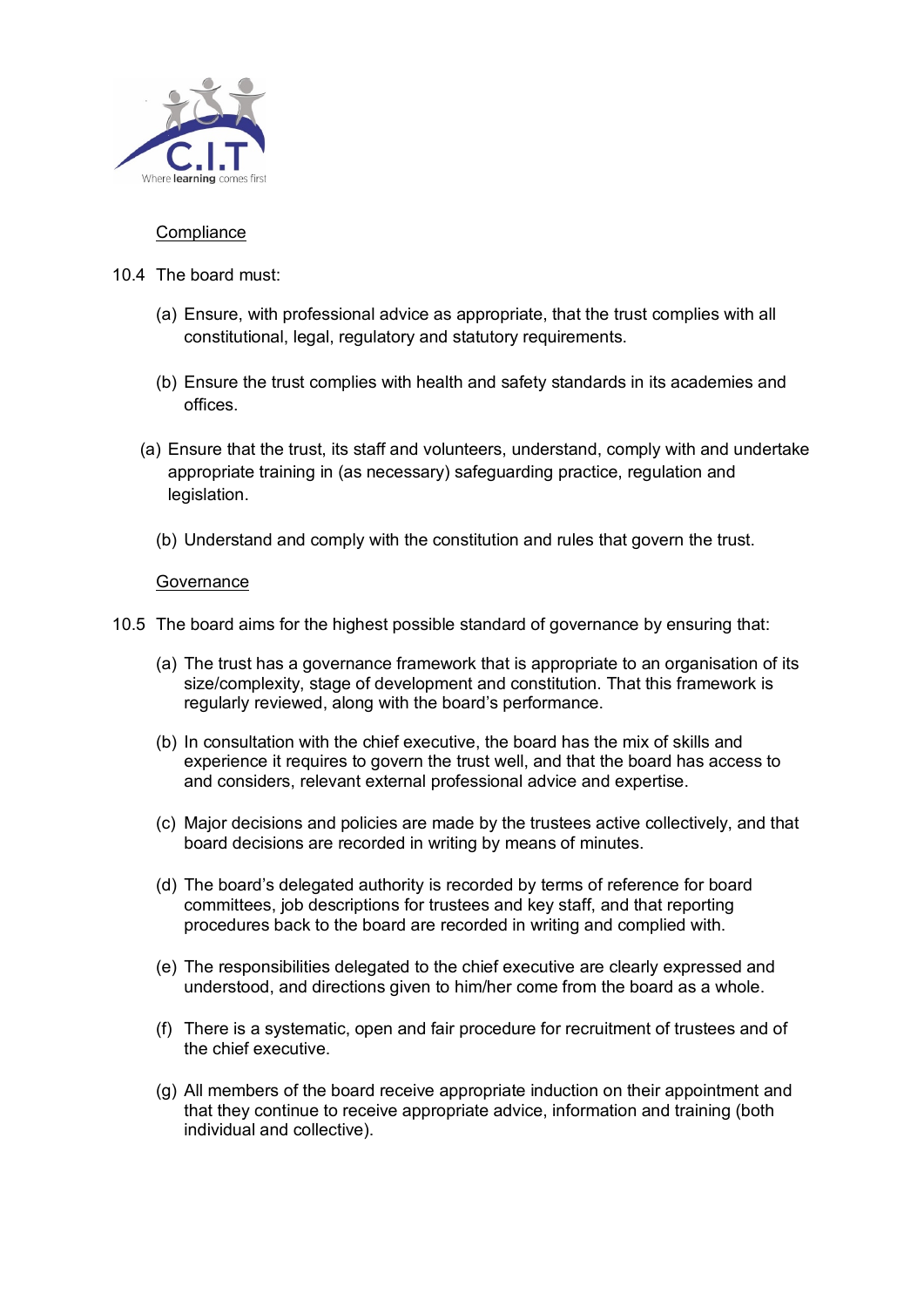Compliance

10.4 The board must:

(a) Ensure, with professional advice as appropriate, that the trust complies with all constitutional, legal, regulatory and statutory requirements.

(b) Ensure the trust complies with health and safety standards in its academies and offices.

(a) Ensure that the trust, its staff and volunteers, understand, comply with and undertake appropriate training in (as necessary) safeguarding practice, regulation and legislation.

(b) Understand and comply with the constitution and rules that govern the trust.

Governance

10.5 The board aims for the highest possible standard of governance by ensuring that:

(a) The trust has a governance framework that is appropriate to an organisation of its size/complexity, stage of development and constitution. That this framework is regularly reviewed, along with the board's performance.

(b) In consultation with the chief executive, the board has the mix of skills and experience it requires to govern the trust well, and that the board has access to and considers, relevant external professional advice and expertise.

(c) Major decisions and policies are made by the trustees active collectively, and that board decisions are recorded in writing by means of minutes.

(d) The board's delegated authority is recorded by terms of reference for board committees, job descriptions for trustees and key staff, and that reporting procedures back to the board are recorded in writing and complied with.

(e) The responsibilities delegated to the chief executive are clearly expressed and understood, and directions given to him/her come from the board as a whole.

(f) There is a systematic, open and fair procedure for recruitment of trustees and of the chief executive.

(g) All members of the board receive appropriate induction on their appointment and that they continue to receive appropriate advice, information and training (both individual and collective).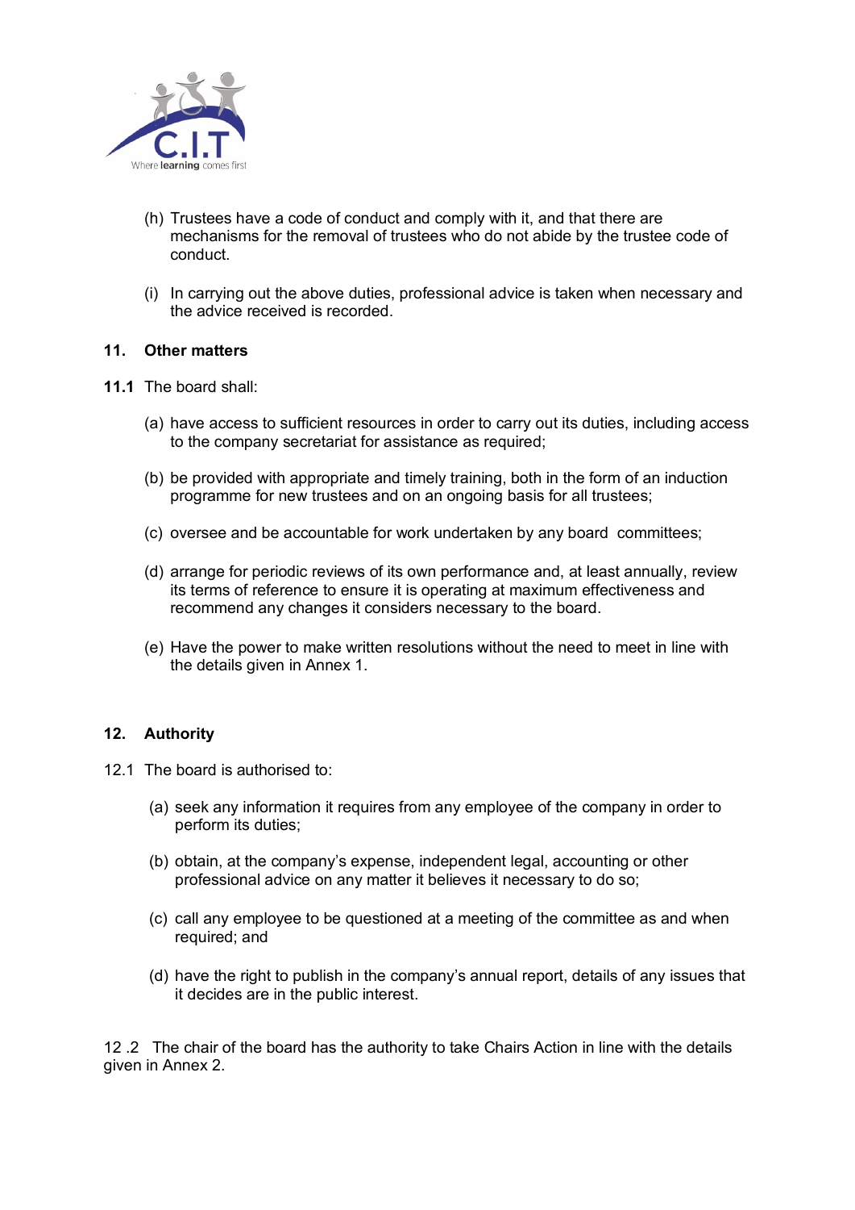(h) Trustees have a code of conduct and comply with it, and that there are mechanisms for the removal of trustees who do not abide by the trustee code of conduct.

(i) In carrying out the above duties, professional advice is taken when necessary and the advice received is recorded.

## 11. Other matters

**11.1** The board shall:

(a) have access to sufficient resources in order to carry out its duties, including access to the company secretariat for assistance as required;

(b) be provided with appropriate and timely training, both in the form of an induction programme for new trustees and on an ongoing basis for all trustees;

(c) oversee and be accountable for work undertaken by any board committees;

(d) arrange for periodic reviews of its own performance and, at least annually, review its terms of reference to ensure it is operating at maximum effectiveness and recommend any changes it considers necessary to the board.

(e) Have the power to make written resolutions without the need to meet in line with the details given in Annex 1.

## 12. Authority

12.1 The board is authorised to:

(a) seek any information it requires from any employee of the company in order to perform its duties;

(b) obtain, at the company's expense, independent legal, accounting or other professional advice on any matter it believes it necessary to do so;

(c) call any employee to be questioned at a meeting of the committee as and when required; and

(d) have the right to publish in the company's annual report, details of any issues that it decides are in the public interest.

12 .2 The chair of the board has the authority to take Chairs Action in line with the details given in Annex 2.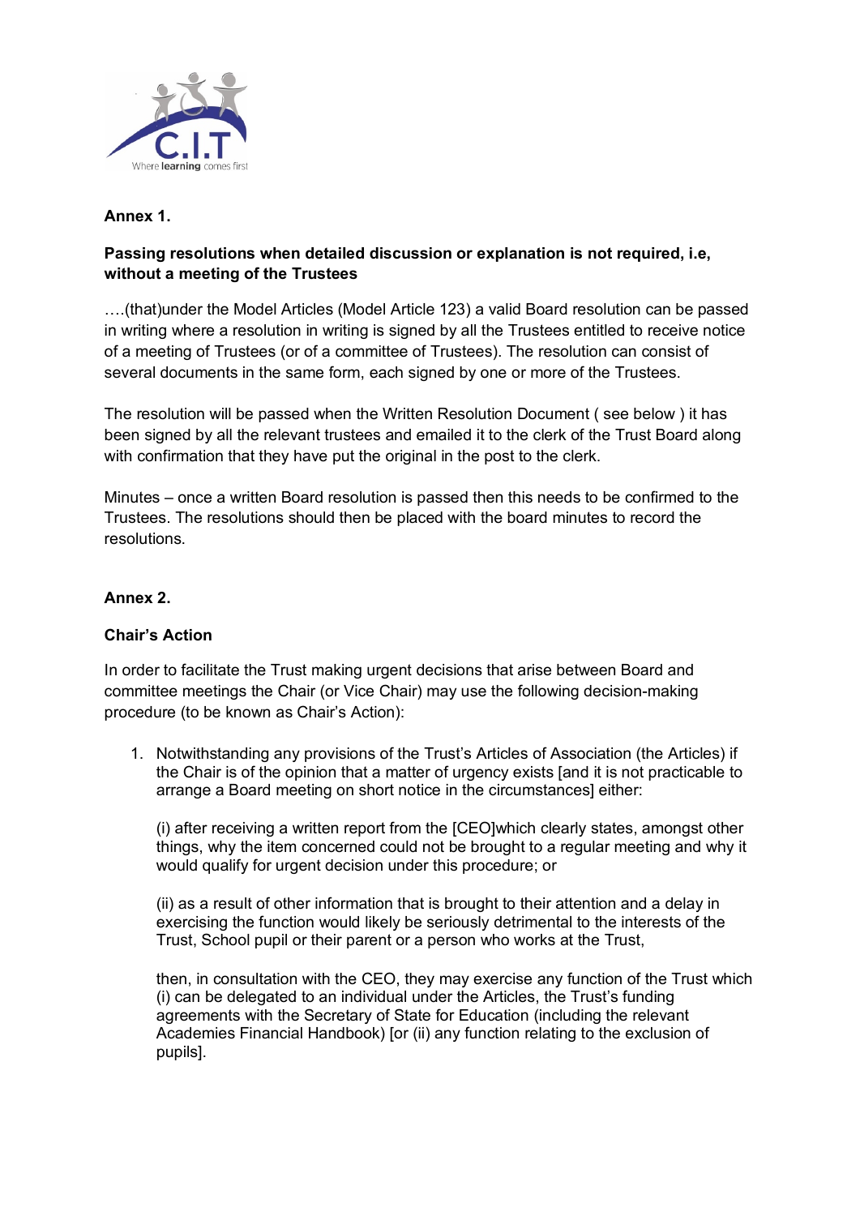## Annex 1.

**Passing resolutions when detailed discussion or explanation is not required, i.e, without a meeting of the Trustees**

….(that)under the Model Articles (Model Article 123) a valid Board resolution can be passed in writing where a resolution in writing is signed by all the Trustees entitled to receive notice of a meeting of Trustees (or of a committee of Trustees). The resolution can consist of several documents in the same form, each signed by one or more of the Trustees.

The resolution will be passed when the Written Resolution Document ( see below ) it has been signed by all the relevant trustees and emailed it to the clerk of the Trust Board along with confirmation that they have put the original in the post to the clerk.

Minutes – once a written Board resolution is passed then this needs to be confirmed to the Trustees. The resolutions should then be placed with the board minutes to record the resolutions.

## Annex 2.

**Chair's Action**

In order to facilitate the Trust making urgent decisions that arise between Board and committee meetings the Chair (or Vice Chair) may use the following decision-making procedure (to be known as Chair's Action):

1. Notwithstanding any provisions of the Trust's Articles of Association (the Articles) if the Chair is of the opinion that a matter of urgency exists [and it is not practicable to arrange a Board meeting on short notice in the circumstances] either:

   (i) after receiving a written report from the [CEO]which clearly states, amongst other things, why the item concerned could not be brought to a regular meeting and why it would qualify for urgent decision under this procedure; or

   (ii) as a result of other information that is brought to their attention and a delay in exercising the function would likely be seriously detrimental to the interests of the Trust, School pupil or their parent or a person who works at the Trust,

   then, in consultation with the CEO, they may exercise any function of the Trust which (i) can be delegated to an individual under the Articles, the Trust's funding agreements with the Secretary of State for Education (including the relevant Academies Financial Handbook) [or (ii) any function relating to the exclusion of pupils].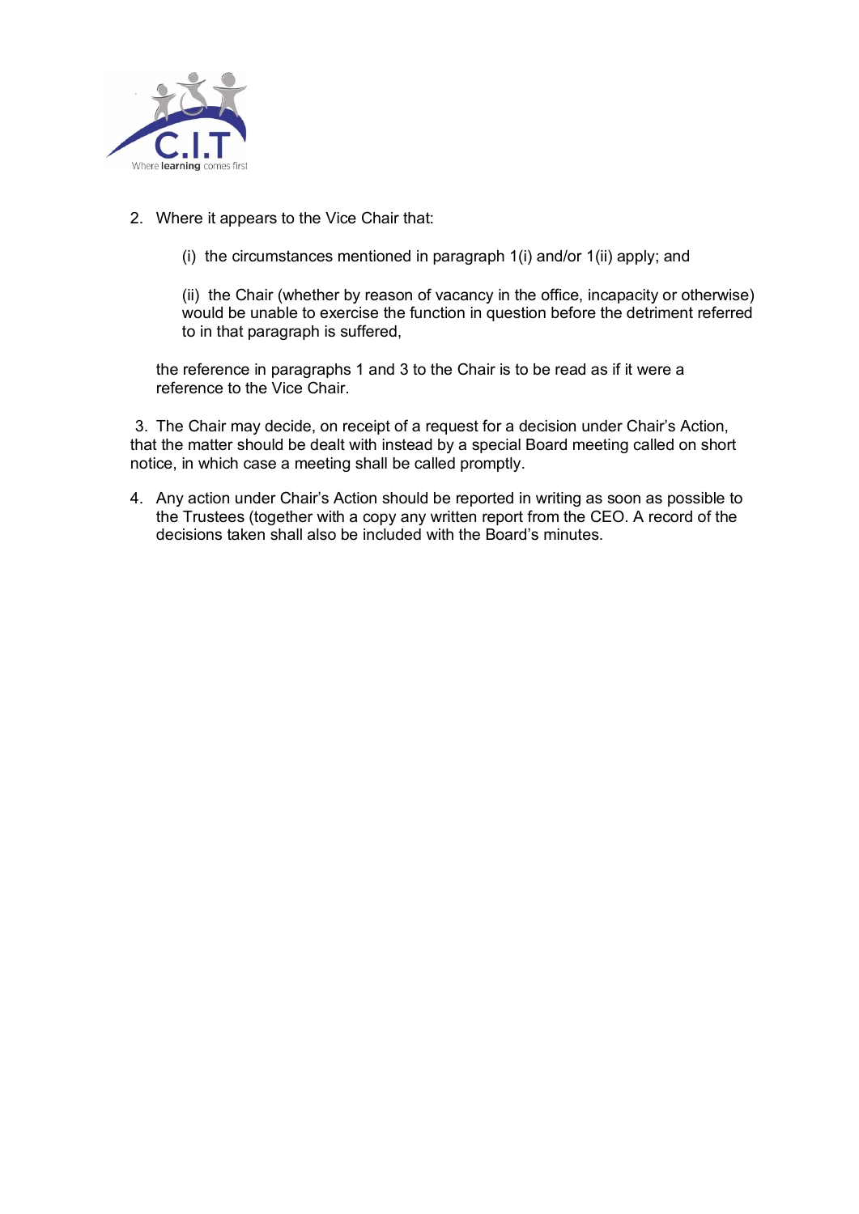2. Where it appears to the Vice Chair that:

   (i) the circumstances mentioned in paragraph 1(i) and/or 1(ii) apply; and

   (ii) the Chair (whether by reason of vacancy in the office, incapacity or otherwise) would be unable to exercise the function in question before the detriment referred to in that paragraph is suffered,

   the reference in paragraphs 1 and 3 to the Chair is to be read as if it were a reference to the Vice Chair.

3. The Chair may decide, on receipt of a request for a decision under Chair's Action, that the matter should be dealt with instead by a special Board meeting called on short notice, in which case a meeting shall be called promptly.

4. Any action under Chair's Action should be reported in writing as soon as possible to the Trustees (together with a copy any written report from the CEO. A record of the decisions taken shall also be included with the Board's minutes.